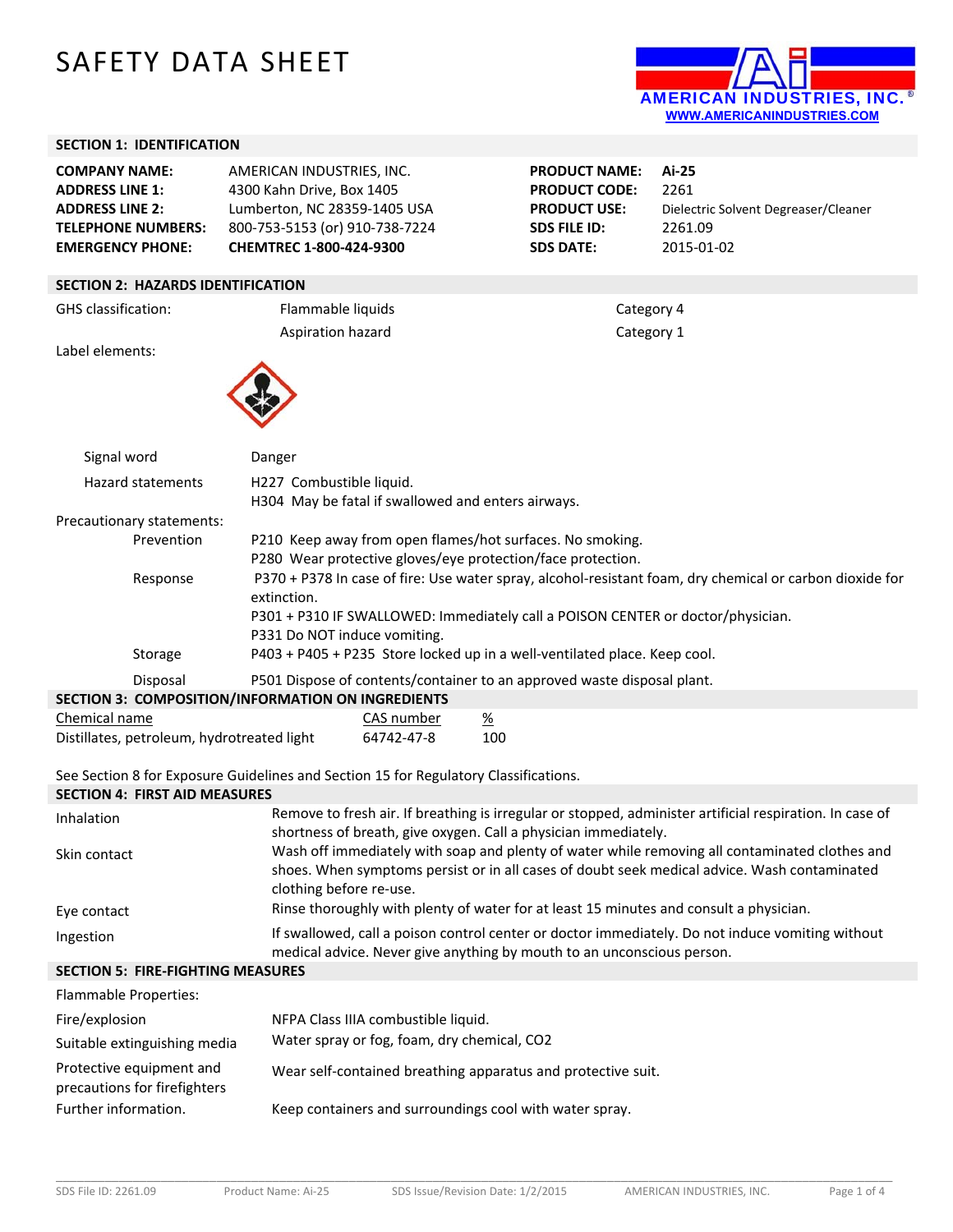# SAFETY DATA SHEET

AMERICAN INDUSTRIES, INC.®
WWW.AMERICANINDUSTRIES.COM

## SECTION 1: IDENTIFICATION

| | | | |
|---|---|---|---|
| **COMPANY NAME:** | AMERICAN INDUSTRIES, INC. | **PRODUCT NAME:** | **Ai-25** |
| **ADDRESS LINE 1:** | 4300 Kahn Drive, Box 1405 | **PRODUCT CODE:** | 2261 |
| **ADDRESS LINE 2:** | Lumberton, NC 28359-1405 USA | **PRODUCT USE:** | Dielectric Solvent Degreaser/Cleaner |
| **TELEPHONE NUMBERS:** | 800-753-5153 (or) 910-738-7224 | **SDS FILE ID:** | 2261.09 |
| **EMERGENCY PHONE:** | **CHEMTREC 1-800-424-9300** | **SDS DATE:** | 2015-01-02 |

## SECTION 2: HAZARDS IDENTIFICATION

GHS classification:

| | |
|---|---|
| Flammable liquids | Category 4 |
| Aspiration hazard | Category 1 |

Label elements:

Signal word: Danger

Hazard statements:
H227 Combustible liquid.
H304 May be fatal if swallowed and enters airways.

Precautionary statements:

Prevention:
P210 Keep away from open flames/hot surfaces. No smoking.
P280 Wear protective gloves/eye protection/face protection.

Response:
P370 + P378 In case of fire: Use water spray, alcohol-resistant foam, dry chemical or carbon dioxide for extinction.
P301 + P310 IF SWALLOWED: Immediately call a POISON CENTER or doctor/physician.
P331 Do NOT induce vomiting.

Storage:
P403 + P405 + P235 Store locked up in a well-ventilated place. Keep cool.

Disposal:
P501 Dispose of contents/container to an approved waste disposal plant.

## SECTION 3: COMPOSITION/INFORMATION ON INGREDIENTS

| Chemical name | CAS number | % |
|---|---|---|
| Distillates, petroleum, hydrotreated light | 64742-47-8 | 100 |

See Section 8 for Exposure Guidelines and Section 15 for Regulatory Classifications.

## SECTION 4: FIRST AID MEASURES

**Inhalation:** Remove to fresh air. If breathing is irregular or stopped, administer artificial respiration. In case of shortness of breath, give oxygen. Call a physician immediately.

**Skin contact:** Wash off immediately with soap and plenty of water while removing all contaminated clothes and shoes. When symptoms persist or in all cases of doubt seek medical advice. Wash contaminated clothing before re-use.

**Eye contact:** Rinse thoroughly with plenty of water for at least 15 minutes and consult a physician.

**Ingestion:** If swallowed, call a poison control center or doctor immediately. Do not induce vomiting without medical advice. Never give anything by mouth to an unconscious person.

## SECTION 5: FIRE-FIGHTING MEASURES

Flammable Properties:

**Fire/explosion:** NFPA Class IIIA combustible liquid.

**Suitable extinguishing media:** Water spray or fog, foam, dry chemical, $CO_2$

**Protective equipment and precautions for firefighters:** Wear self-contained breathing apparatus and protective suit.

**Further information.:** Keep containers and surroundings cool with water spray.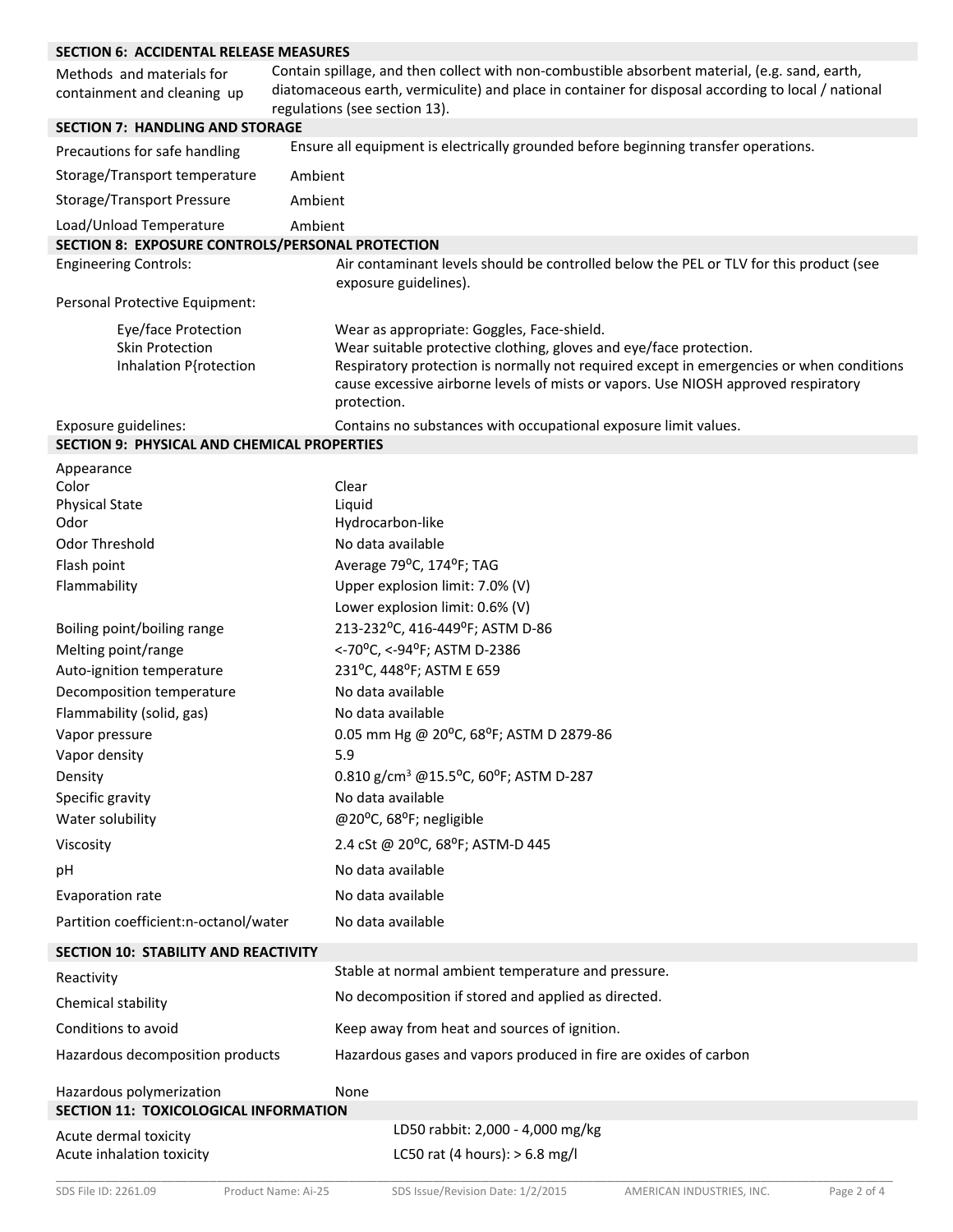## SECTION 6: ACCIDENTAL RELEASE MEASURES

| | |
|---|---|
| Methods and materials for containment and cleaning up | Contain spillage, and then collect with non-combustible absorbent material, (e.g. sand, earth, diatomaceous earth, vermiculite) and place in container for disposal according to local / national regulations (see section 13). |

## SECTION 7: HANDLING AND STORAGE

| | |
|---|---|
| Precautions for safe handling | Ensure all equipment is electrically grounded before beginning transfer operations. |
| Storage/Transport temperature | Ambient |
| Storage/Transport Pressure | Ambient |
| Load/Unload Temperature | Ambient |

## SECTION 8: EXPOSURE CONTROLS/PERSONAL PROTECTION

Engineering Controls: Air contaminant levels should be controlled below the PEL or TLV for this product (see exposure guidelines).

Personal Protective Equipment:

| | |
|---|---|
| Eye/face Protection | Wear as appropriate: Goggles, Face-shield. |
| Skin Protection | Wear suitable protective clothing, gloves and eye/face protection. |
| Inhalation P{rotection | Respiratory protection is normally not required except in emergencies or when conditions cause excessive airborne levels of mists or vapors. Use NIOSH approved respiratory protection. |

Exposure guidelines: Contains no substances with occupational exposure limit values.

## SECTION 9: PHYSICAL AND CHEMICAL PROPERTIES

| | |
|---|---|
| Appearance | |
| Color | Clear |
| Physical State | Liquid |
| Odor | Hydrocarbon-like |
| Odor Threshold | No data available |
| Flash point | Average 79ºC, 174ºF; TAG |
| Flammability | Upper explosion limit: 7.0% (V) |
| | Lower explosion limit: 0.6% (V) |
| Boiling point/boiling range | 213-232ºC, 416-449ºF; ASTM D-86 |
| Melting point/range | <-70ºC, <-94ºF; ASTM D-2386 |
| Auto-ignition temperature | 231ºC, 448ºF; ASTM E 659 |
| Decomposition temperature | No data available |
| Flammability (solid, gas) | No data available |
| Vapor pressure | 0.05 mm Hg @ 20ºC, 68ºF; ASTM D 2879-86 |
| Vapor density | 5.9 |
| Density | 0.810 g/cm³ @15.5ºC, 60ºF; ASTM D-287 |
| Specific gravity | No data available |
| Water solubility | @20ºC, 68ºF; negligible |
| Viscosity | 2.4 cSt @ 20ºC, 68ºF; ASTM-D 445 |
| pH | No data available |
| Evaporation rate | No data available |
| Partition coefficient:n-octanol/water | No data available |

## SECTION 10: STABILITY AND REACTIVITY

| | |
|---|---|
| Reactivity | Stable at normal ambient temperature and pressure. |
| Chemical stability | No decomposition if stored and applied as directed. |
| Conditions to avoid | Keep away from heat and sources of ignition. |
| Hazardous decomposition products | Hazardous gases and vapors produced in fire are oxides of carbon |
| Hazardous polymerization | None |

## SECTION 11: TOXICOLOGICAL INFORMATION

| | |
|---|---|
| Acute dermal toxicity | LD50 rabbit: 2,000 - 4,000 mg/kg |
| Acute inhalation toxicity | LC50 rat (4 hours): > 6.8 mg/l |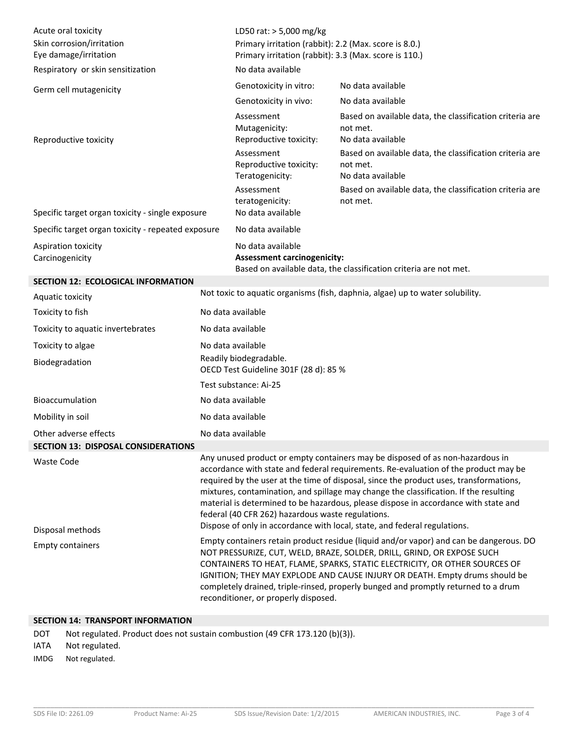| | | |
|---|---|---|
| Acute oral toxicity | LD50 rat: > 5,000 mg/kg | |
| Skin corrosion/irritation | Primary irritation (rabbit): 2.2 (Max. score is 8.0.) | |
| Eye damage/irritation | Primary irritation (rabbit): 3.3 (Max. score is 110.) | |
| Respiratory or skin sensitization | No data available | |
| Germ cell mutagenicity | Genotoxicity in vitro: | No data available |
| | Genotoxicity in vivo: | No data available |
| | Assessment Mutagenicity: | Based on available data, the classification criteria are not met. |
| Reproductive toxicity | Reproductive toxicity: | No data available |
| | Assessment Reproductive toxicity: | Based on available data, the classification criteria are not met. |
| | Teratogenicity: | No data available |
| | Assessment teratogenicity: | Based on available data, the classification criteria are not met. |
| Specific target organ toxicity - single exposure | No data available | |
| Specific target organ toxicity - repeated exposure | No data available | |
| Aspiration toxicity | No data available | |
| Carcinogenicity | **Assessment carcinogenicity:** Based on available data, the classification criteria are not met. | |

## SECTION 12: ECOLOGICAL INFORMATION

| | |
|---|---|
| Aquatic toxicity | Not toxic to aquatic organisms (fish, daphnia, algae) up to water solubility. |
| Toxicity to fish | No data available |
| Toxicity to aquatic invertebrates | No data available |
| Toxicity to algae | No data available |
| Biodegradation | Readily biodegradable. OECD Test Guideline 301F (28 d): 85 % |
| | Test substance: Ai-25 |
| Bioaccumulation | No data available |
| Mobility in soil | No data available |
| Other adverse effects | No data available |

## SECTION 13: DISPOSAL CONSIDERATIONS

| | |
|---|---|
| Waste Code | Any unused product or empty containers may be disposed of as non-hazardous in accordance with state and federal requirements. Re-evaluation of the product may be required by the user at the time of disposal, since the product uses, transformations, mixtures, contamination, and spillage may change the classification. If the resulting material is determined to be hazardous, please dispose in accordance with state and federal (40 CFR 262) hazardous waste regulations. |
| Disposal methods | Dispose of only in accordance with local, state, and federal regulations. |
| Empty containers | Empty containers retain product residue (liquid and/or vapor) and can be dangerous. DO NOT PRESSURIZE, CUT, WELD, BRAZE, SOLDER, DRILL, GRIND, OR EXPOSE SUCH CONTAINERS TO HEAT, FLAME, SPARKS, STATIC ELECTRICITY, OR OTHER SOURCES OF IGNITION; THEY MAY EXPLODE AND CAUSE INJURY OR DEATH. Empty drums should be completely drained, triple-rinsed, properly bunged and promptly returned to a drum reconditioner, or properly disposed. |

## SECTION 14: TRANSPORT INFORMATION

| | |
|---|---|
| DOT | Not regulated. Product does not sustain combustion (49 CFR 173.120 (b)(3)). |
| IATA | Not regulated. |
| IMDG | Not regulated. |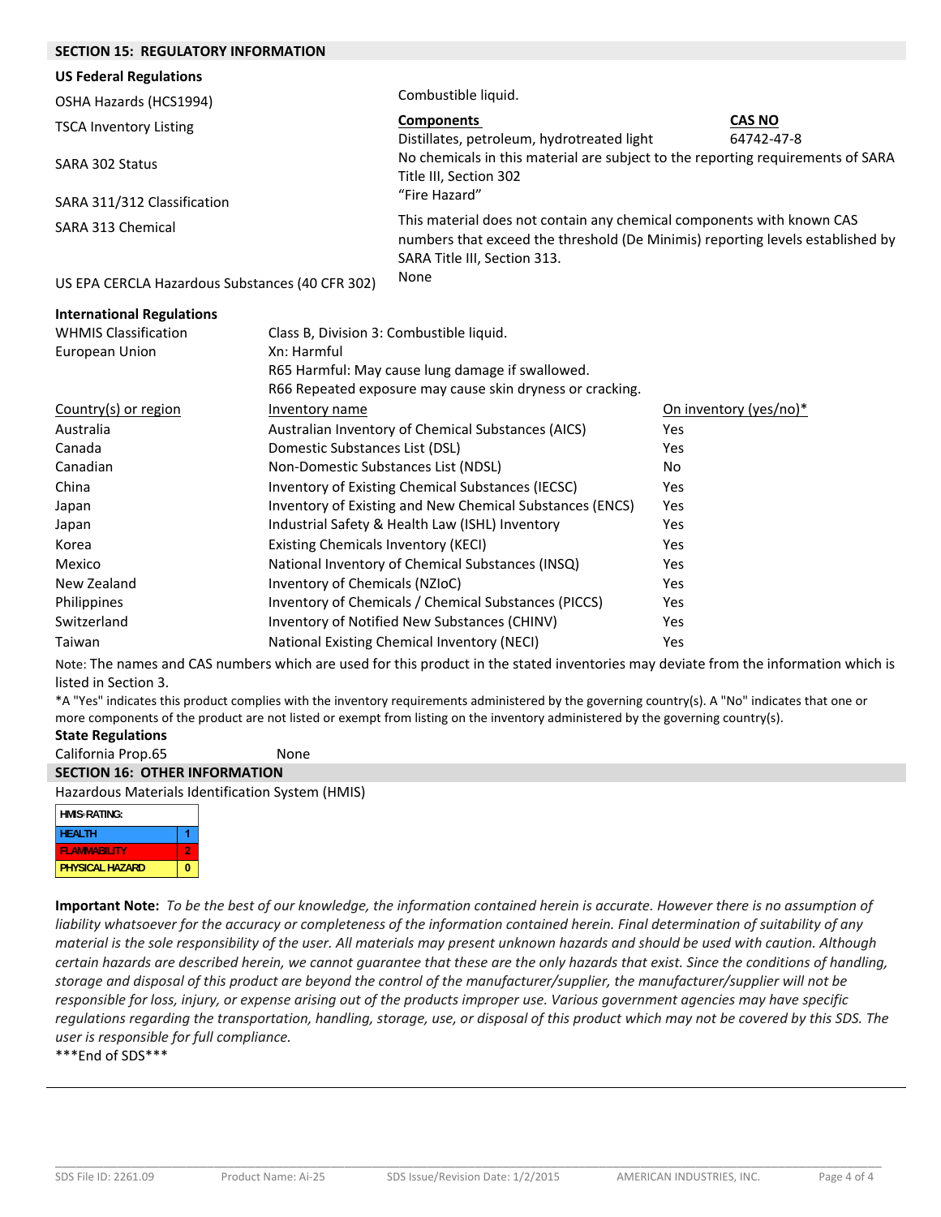## SECTION 15: REGULATORY INFORMATION

### US Federal Regulations

| | | |
|---|---|---|
| OSHA Hazards (HCS1994) | Combustible liquid. | |
| TSCA Inventory Listing | **Components** | **CAS NO** |
| | Distillates, petroleum, hydrotreated light | 64742-47-8 |
| SARA 302 Status | No chemicals in this material are subject to the reporting requirements of SARA Title III, Section 302 | |
| SARA 311/312 Classification | "Fire Hazard" | |
| SARA 313 Chemical | This material does not contain any chemical components with known CAS numbers that exceed the threshold (De Minimis) reporting levels established by SARA Title III, Section 313. | |
| US EPA CERCLA Hazardous Substances (40 CFR 302) | None | |

### International Regulations

| | |
|---|---|
| WHMIS Classification | Class B, Division 3: Combustible liquid. |
| European Union | Xn: Harmful<br>R65 Harmful: May cause lung damage if swallowed.<br>R66 Repeated exposure may cause skin dryness or cracking. |

| Country(s) or region | Inventory name | On inventory (yes/no)* |
|---|---|---|
| Australia | Australian Inventory of Chemical Substances (AICS) | Yes |
| Canada | Domestic Substances List (DSL) | Yes |
| Canadian | Non-Domestic Substances List (NDSL) | No |
| China | Inventory of Existing Chemical Substances (IECSC) | Yes |
| Japan | Inventory of Existing and New Chemical Substances (ENCS) | Yes |
| Japan | Industrial Safety & Health Law (ISHL) Inventory | Yes |
| Korea | Existing Chemicals Inventory (KECI) | Yes |
| Mexico | National Inventory of Chemical Substances (INSQ) | Yes |
| New Zealand | Inventory of Chemicals (NZIoC) | Yes |
| Philippines | Inventory of Chemicals / Chemical Substances (PICCS) | Yes |
| Switzerland | Inventory of Notified New Substances (CHINV) | Yes |
| Taiwan | National Existing Chemical Inventory (NECI) | Yes |

Note: The names and CAS numbers which are used for this product in the stated inventories may deviate from the information which is listed in Section 3.

*A "Yes" indicates this product complies with the inventory requirements administered by the governing country(s). A "No" indicates that one or more components of the product are not listed or exempt from listing on the inventory administered by the governing country(s).

### State Regulations

California Prop.65 None

## SECTION 16: OTHER INFORMATION

Hazardous Materials Identification System (HMIS)

| HMIS RATING: | |
|---|---|
| HEALTH | 1 |
| FLAMMABILITY | 2 |
| PHYSICAL HAZARD | 0 |

**Important Note:** *To be the best of our knowledge, the information contained herein is accurate. However there is no assumption of liability whatsoever for the accuracy or completeness of the information contained herein. Final determination of suitability of any material is the sole responsibility of the user. All materials may present unknown hazards and should be used with caution. Although certain hazards are described herein, we cannot guarantee that these are the only hazards that exist. Since the conditions of handling, storage and disposal of this product are beyond the control of the manufacturer/supplier, the manufacturer/supplier will not be responsible for loss, injury, or expense arising out of the products improper use. Various government agencies may have specific regulations regarding the transportation, handling, storage, use, or disposal of this product which may not be covered by this SDS. The user is responsible for full compliance.*

***End of SDS***